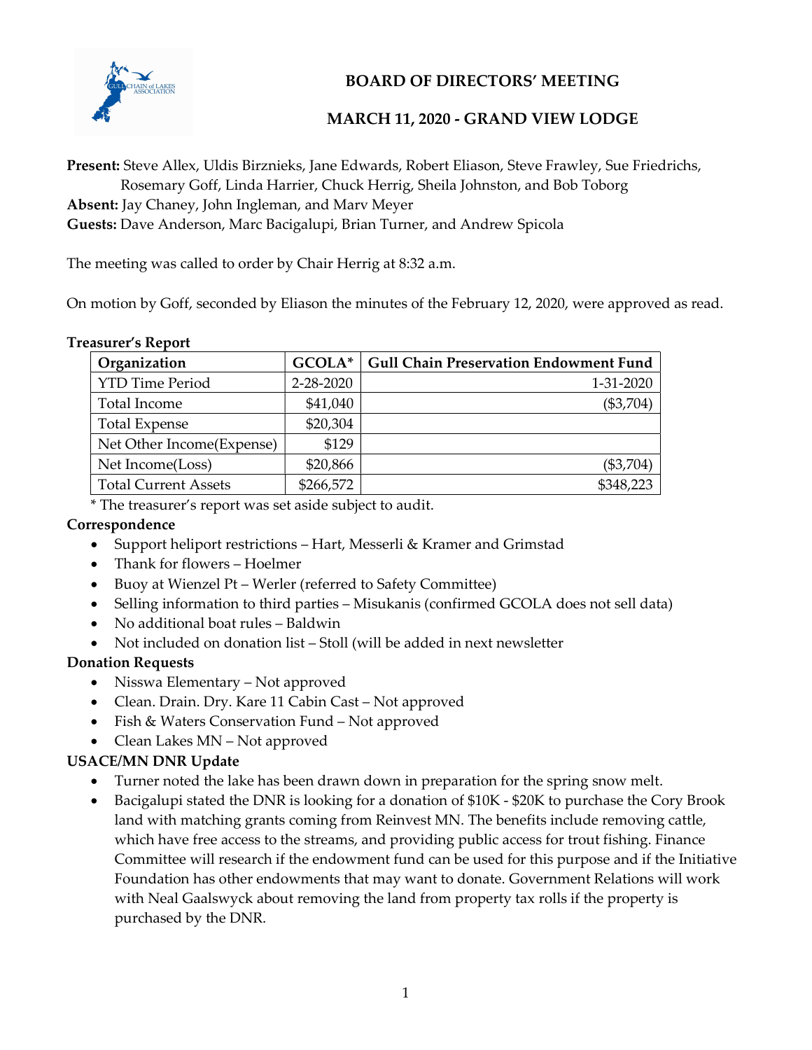# BOARD OF DIRECTORS' MEETING

## MARCH 11, 2020 - GRAND VIEW LODGE

**Present:** Steve Allex, Uldis Birznieks, Jane Edwards, Robert Eliason, Steve Frawley, Sue Friedrichs, Rosemary Goff, Linda Harrier, Chuck Herrig, Sheila Johnston, and Bob Toborg
**Absent:** Jay Chaney, John Ingleman, and Marv Meyer
**Guests:** Dave Anderson, Marc Bacigalupi, Brian Turner, and Andrew Spicola

The meeting was called to order by Chair Herrig at 8:32 a.m.

On motion by Goff, seconded by Eliason the minutes of the February 12, 2020, were approved as read.

**Treasurer's Report**

| Organization | GCOLA* | Gull Chain Preservation Endowment Fund |
|---|---|---|
| YTD Time Period | 2-28-2020 | 1-31-2020 |
| Total Income | $41,040 | ($3,704) |
| Total Expense | $20,304 | |
| Net Other Income(Expense) | $129 | |
| Net Income(Loss) | $20,866 | ($3,704) |
| Total Current Assets | $266,572 | $348,223 |

\* The treasurer's report was set aside subject to audit.

**Correspondence**

- Support heliport restrictions – Hart, Messerli & Kramer and Grimstad
- Thank for flowers – Hoelmer
- Buoy at Wienzel Pt – Werler (referred to Safety Committee)
- Selling information to third parties – Misukanis (confirmed GCOLA does not sell data)
- No additional boat rules – Baldwin
- Not included on donation list – Stoll (will be added in next newsletter

**Donation Requests**

- Nisswa Elementary – Not approved
- Clean. Drain. Dry. Kare 11 Cabin Cast – Not approved
- Fish & Waters Conservation Fund – Not approved
- Clean Lakes MN – Not approved

**USACE/MN DNR Update**

- Turner noted the lake has been drawn down in preparation for the spring snow melt.
- Bacigalupi stated the DNR is looking for a donation of $10K - $20K to purchase the Cory Brook land with matching grants coming from Reinvest MN. The benefits include removing cattle, which have free access to the streams, and providing public access for trout fishing. Finance Committee will research if the endowment fund can be used for this purpose and if the Initiative Foundation has other endowments that may want to donate. Government Relations will work with Neal Gaalswyck about removing the land from property tax rolls if the property is purchased by the DNR.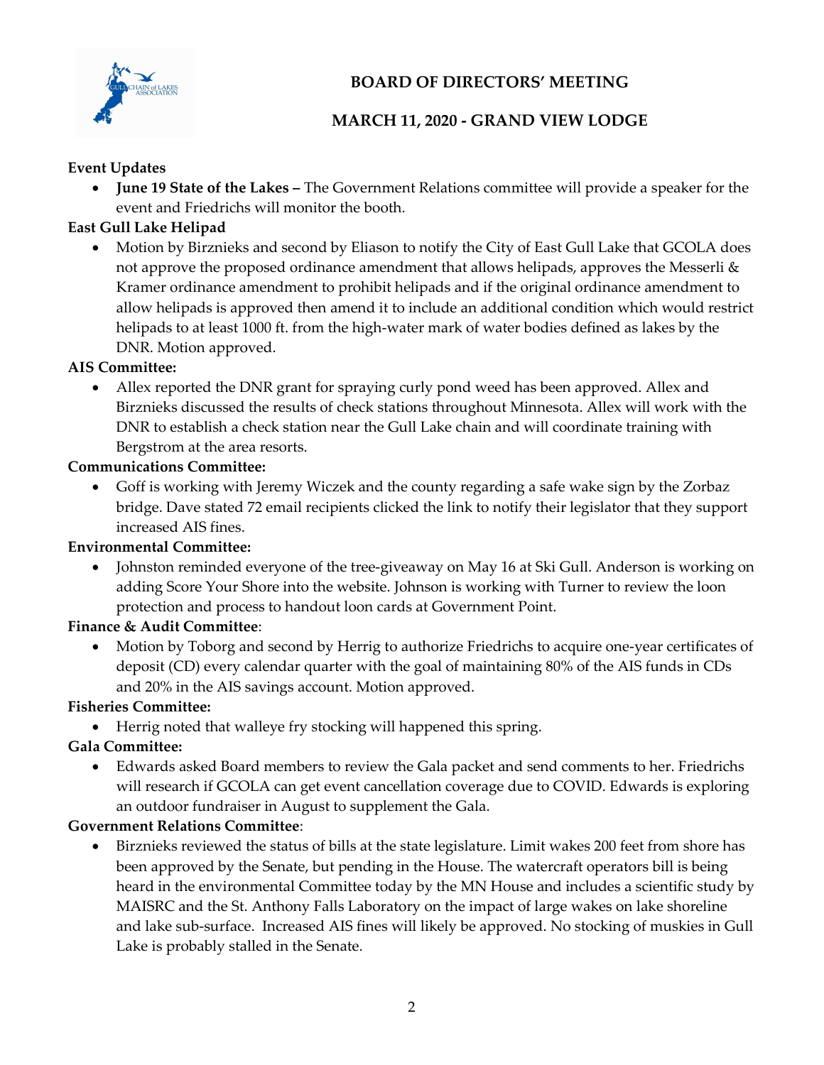# BOARD OF DIRECTORS' MEETING

## MARCH 11, 2020 - GRAND VIEW LODGE

**Event Updates**

- **June 19 State of the Lakes –** The Government Relations committee will provide a speaker for the event and Friedrichs will monitor the booth.

**East Gull Lake Helipad**

- Motion by Birznieks and second by Eliason to notify the City of East Gull Lake that GCOLA does not approve the proposed ordinance amendment that allows helipads, approves the Messerli & Kramer ordinance amendment to prohibit helipads and if the original ordinance amendment to allow helipads is approved then amend it to include an additional condition which would restrict helipads to at least 1000 ft. from the high-water mark of water bodies defined as lakes by the DNR. Motion approved.

**AIS Committee:**

- Allex reported the DNR grant for spraying curly pond weed has been approved. Allex and Birznieks discussed the results of check stations throughout Minnesota. Allex will work with the DNR to establish a check station near the Gull Lake chain and will coordinate training with Bergstrom at the area resorts.

**Communications Committee:**

- Goff is working with Jeremy Wiczek and the county regarding a safe wake sign by the Zorbaz bridge. Dave stated 72 email recipients clicked the link to notify their legislator that they support increased AIS fines.

**Environmental Committee:**

- Johnston reminded everyone of the tree-giveaway on May 16 at Ski Gull. Anderson is working on adding Score Your Shore into the website. Johnson is working with Turner to review the loon protection and process to handout loon cards at Government Point.

**Finance & Audit Committee**:

- Motion by Toborg and second by Herrig to authorize Friedrichs to acquire one-year certificates of deposit (CD) every calendar quarter with the goal of maintaining 80% of the AIS funds in CDs and 20% in the AIS savings account. Motion approved.

**Fisheries Committee:**

- Herrig noted that walleye fry stocking will happened this spring.

**Gala Committee:**

- Edwards asked Board members to review the Gala packet and send comments to her. Friedrichs will research if GCOLA can get event cancellation coverage due to COVID. Edwards is exploring an outdoor fundraiser in August to supplement the Gala.

**Government Relations Committee**:

- Birznieks reviewed the status of bills at the state legislature. Limit wakes 200 feet from shore has been approved by the Senate, but pending in the House. The watercraft operators bill is being heard in the environmental Committee today by the MN House and includes a scientific study by MAISRC and the St. Anthony Falls Laboratory on the impact of large wakes on lake shoreline and lake sub-surface. Increased AIS fines will likely be approved. No stocking of muskies in Gull Lake is probably stalled in the Senate.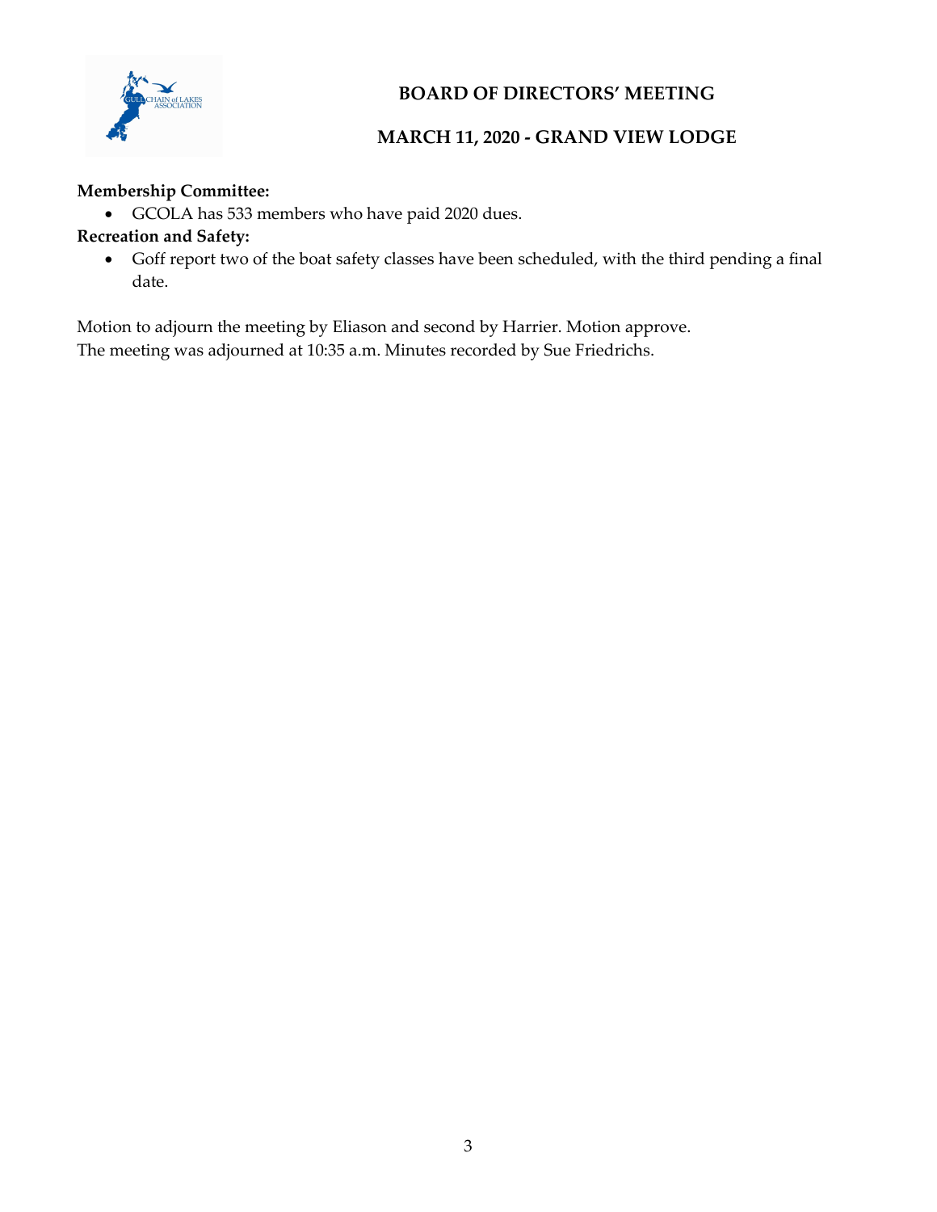**Membership Committee:**

- GCOLA has 533 members who have paid 2020 dues.

**Recreation and Safety:**

- Goff report two of the boat safety classes have been scheduled, with the third pending a final date.

Motion to adjourn the meeting by Eliason and second by Harrier. Motion approve.
The meeting was adjourned at 10:35 a.m. Minutes recorded by Sue Friedrichs.